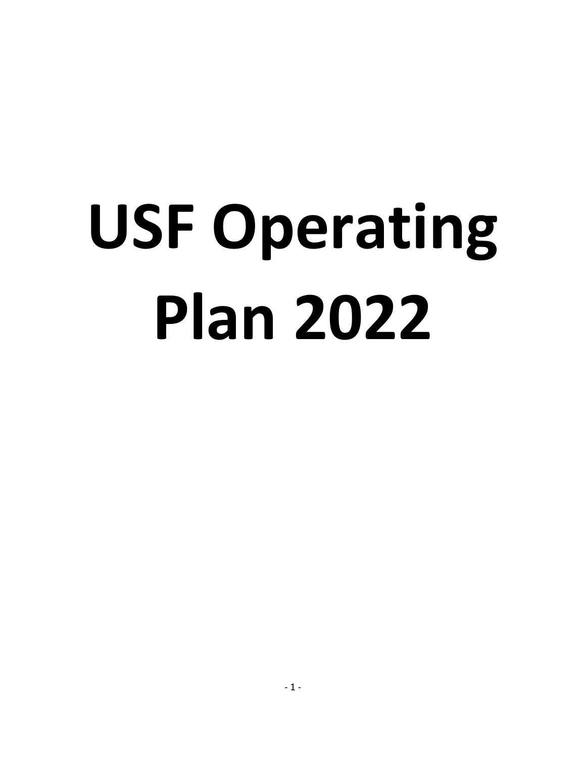# USF Operating Plan 2022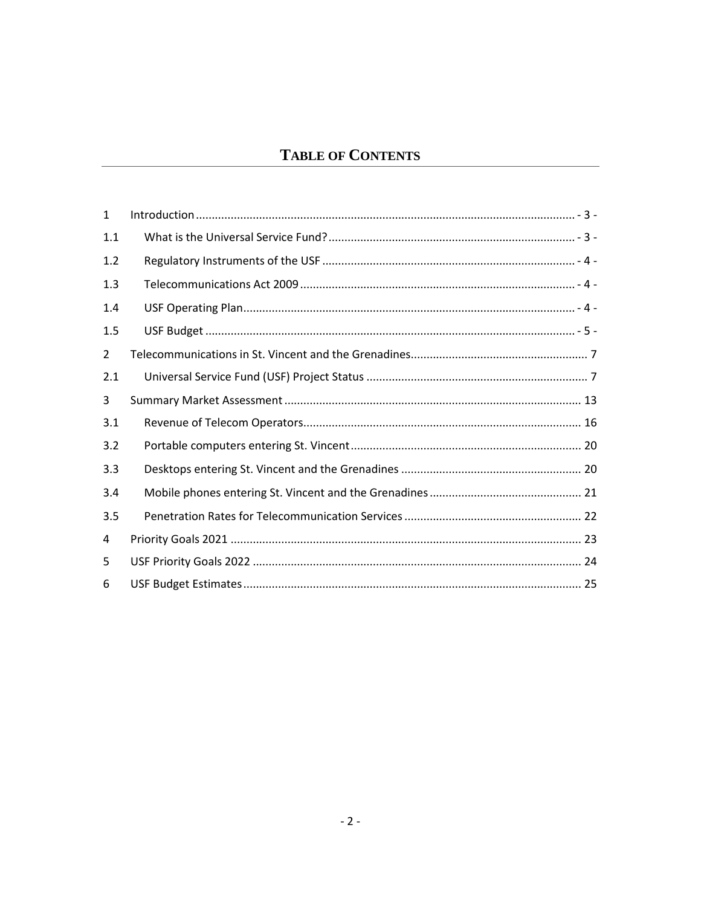# TABLE OF CONTENTS

| | | |
|---|---|---|
| 1 | Introduction | - 3 - |
| 1.1 | What is the Universal Service Fund? | - 3 - |
| 1.2 | Regulatory Instruments of the USF | - 4 - |
| 1.3 | Telecommunications Act 2009 | - 4 - |
| 1.4 | USF Operating Plan | - 4 - |
| 1.5 | USF Budget | - 5 - |
| 2 | Telecommunications in St. Vincent and the Grenadines | 7 |
| 2.1 | Universal Service Fund (USF) Project Status | 7 |
| 3 | Summary Market Assessment | 13 |
| 3.1 | Revenue of Telecom Operators | 16 |
| 3.2 | Portable computers entering St. Vincent | 20 |
| 3.3 | Desktops entering St. Vincent and the Grenadines | 20 |
| 3.4 | Mobile phones entering St. Vincent and the Grenadines | 21 |
| 3.5 | Penetration Rates for Telecommunication Services | 22 |
| 4 | Priority Goals 2021 | 23 |
| 5 | USF Priority Goals 2022 | 24 |
| 6 | USF Budget Estimates | 25 |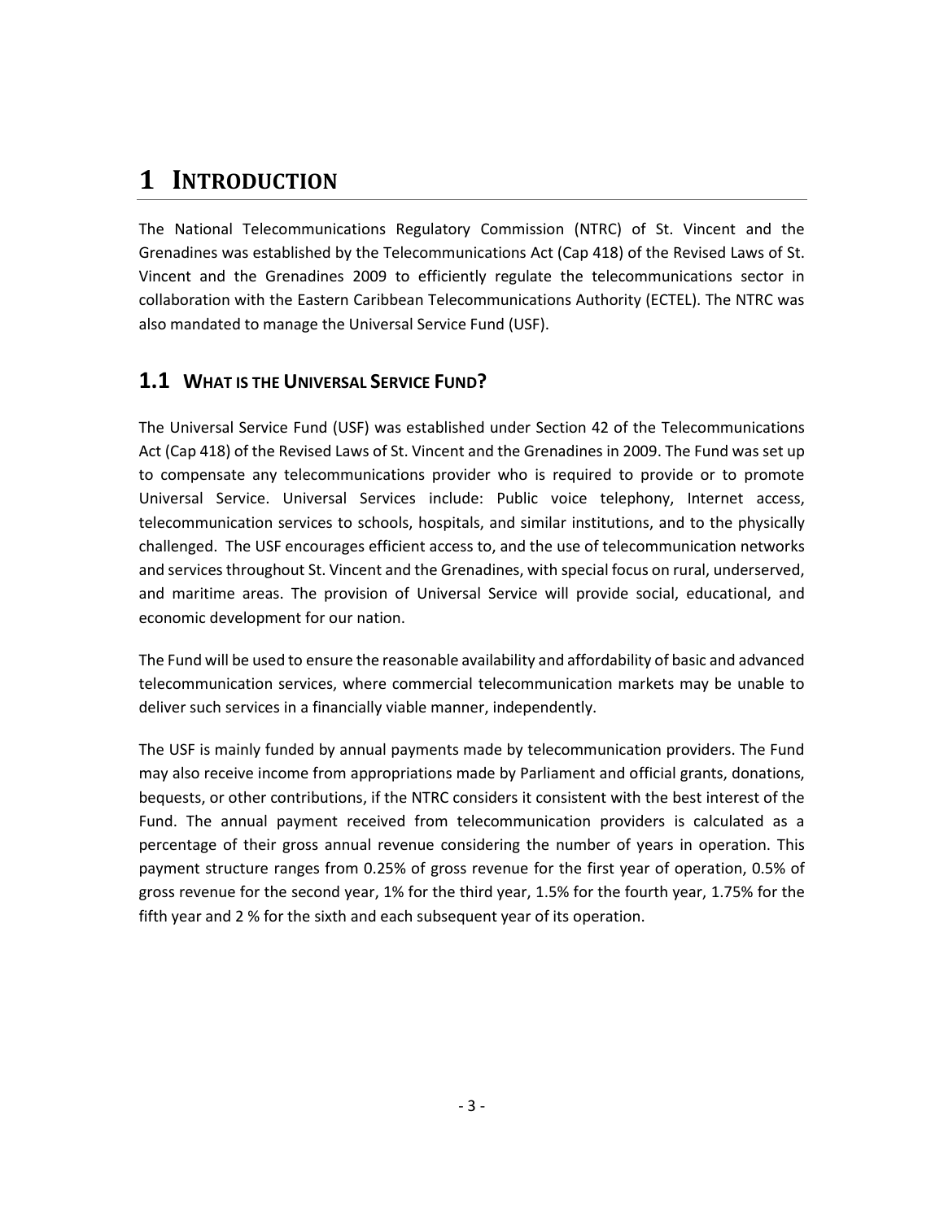# 1 INTRODUCTION

The National Telecommunications Regulatory Commission (NTRC) of St. Vincent and the Grenadines was established by the Telecommunications Act (Cap 418) of the Revised Laws of St. Vincent and the Grenadines 2009 to efficiently regulate the telecommunications sector in collaboration with the Eastern Caribbean Telecommunications Authority (ECTEL). The NTRC was also mandated to manage the Universal Service Fund (USF).

## 1.1 WHAT IS THE UNIVERSAL SERVICE FUND?

The Universal Service Fund (USF) was established under Section 42 of the Telecommunications Act (Cap 418) of the Revised Laws of St. Vincent and the Grenadines in 2009. The Fund was set up to compensate any telecommunications provider who is required to provide or to promote Universal Service. Universal Services include: Public voice telephony, Internet access, telecommunication services to schools, hospitals, and similar institutions, and to the physically challenged. The USF encourages efficient access to, and the use of telecommunication networks and services throughout St. Vincent and the Grenadines, with special focus on rural, underserved, and maritime areas. The provision of Universal Service will provide social, educational, and economic development for our nation.

The Fund will be used to ensure the reasonable availability and affordability of basic and advanced telecommunication services, where commercial telecommunication markets may be unable to deliver such services in a financially viable manner, independently.

The USF is mainly funded by annual payments made by telecommunication providers. The Fund may also receive income from appropriations made by Parliament and official grants, donations, bequests, or other contributions, if the NTRC considers it consistent with the best interest of the Fund. The annual payment received from telecommunication providers is calculated as a percentage of their gross annual revenue considering the number of years in operation. This payment structure ranges from 0.25% of gross revenue for the first year of operation, 0.5% of gross revenue for the second year, 1% for the third year, 1.5% for the fourth year, 1.75% for the fifth year and 2 % for the sixth and each subsequent year of its operation.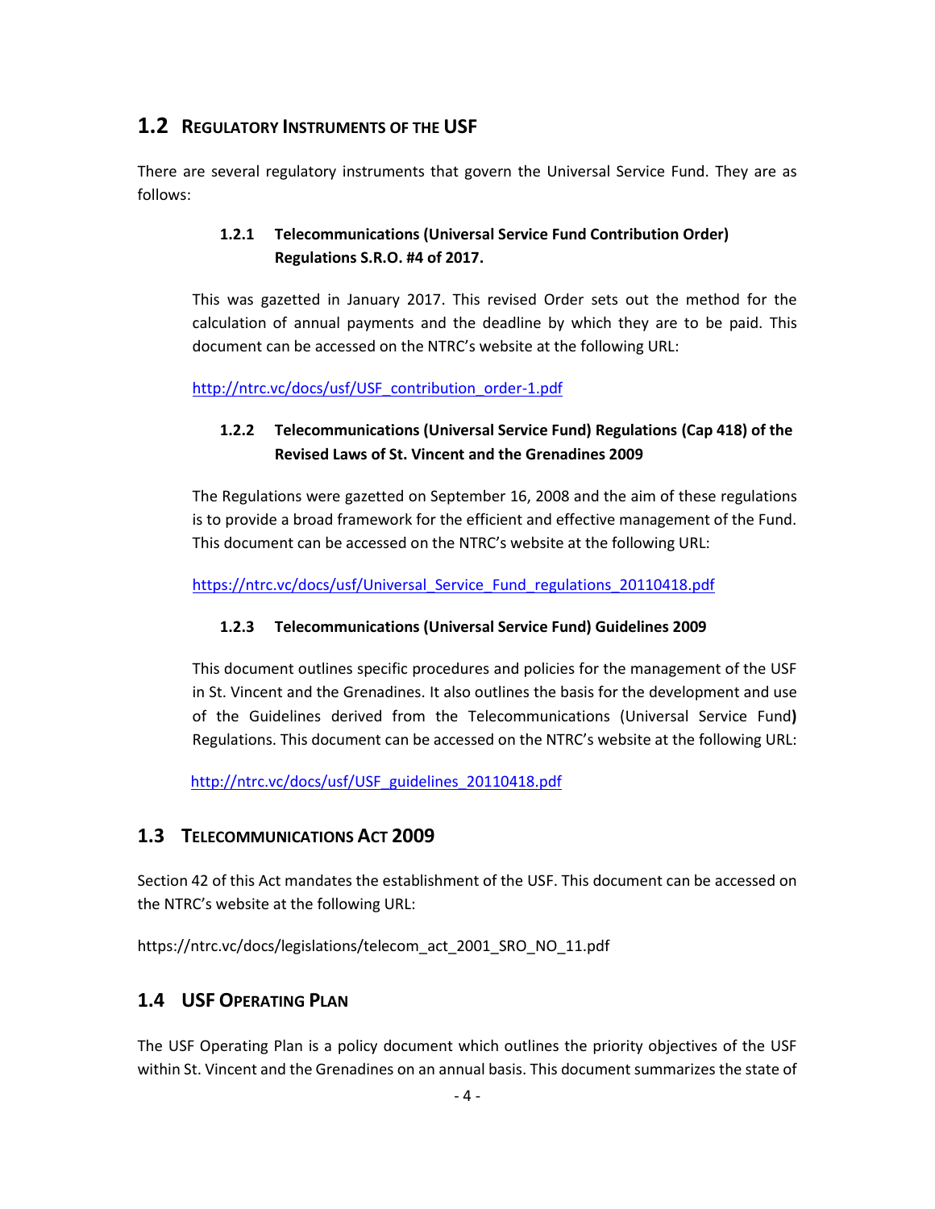## 1.2 Regulatory Instruments of the USF

There are several regulatory instruments that govern the Universal Service Fund. They are as follows:

### 1.2.1 Telecommunications (Universal Service Fund Contribution Order) Regulations S.R.O. #4 of 2017.

This was gazetted in January 2017. This revised Order sets out the method for the calculation of annual payments and the deadline by which they are to be paid. This document can be accessed on the NTRC's website at the following URL:

http://ntrc.vc/docs/usf/USF_contribution_order-1.pdf

### 1.2.2 Telecommunications (Universal Service Fund) Regulations (Cap 418) of the Revised Laws of St. Vincent and the Grenadines 2009

The Regulations were gazetted on September 16, 2008 and the aim of these regulations is to provide a broad framework for the efficient and effective management of the Fund. This document can be accessed on the NTRC's website at the following URL:

https://ntrc.vc/docs/usf/Universal_Service_Fund_regulations_20110418.pdf

### 1.2.3 Telecommunications (Universal Service Fund) Guidelines 2009

This document outlines specific procedures and policies for the management of the USF in St. Vincent and the Grenadines. It also outlines the basis for the development and use of the Guidelines derived from the Telecommunications (Universal Service Fund**)** Regulations. This document can be accessed on the NTRC's website at the following URL:

http://ntrc.vc/docs/usf/USF_guidelines_20110418.pdf

## 1.3 Telecommunications Act 2009

Section 42 of this Act mandates the establishment of the USF. This document can be accessed on the NTRC's website at the following URL:

https://ntrc.vc/docs/legislations/telecom_act_2001_SRO_NO_11.pdf

## 1.4 USF Operating Plan

The USF Operating Plan is a policy document which outlines the priority objectives of the USF within St. Vincent and the Grenadines on an annual basis. This document summarizes the state of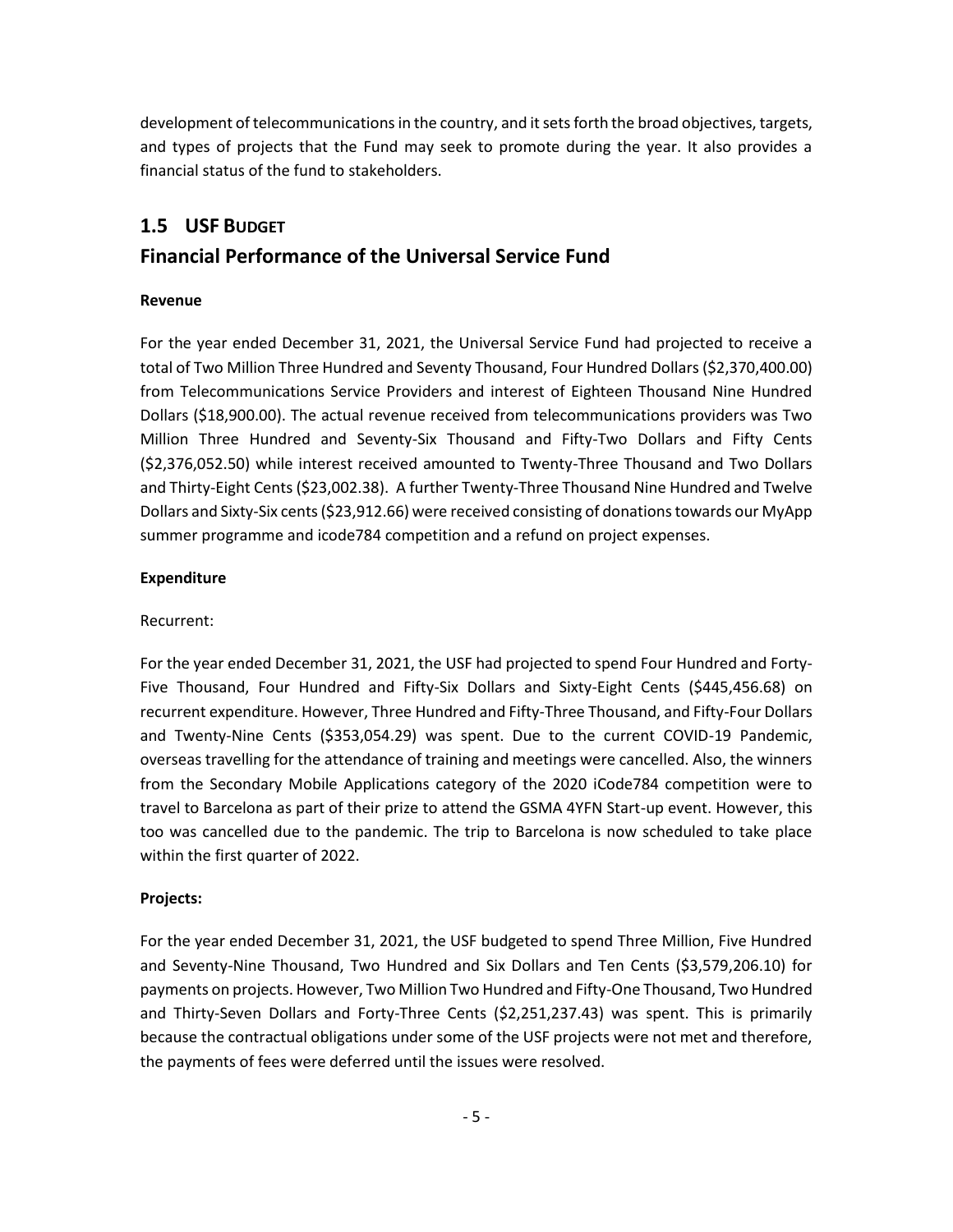development of telecommunications in the country, and it sets forth the broad objectives, targets, and types of projects that the Fund may seek to promote during the year. It also provides a financial status of the fund to stakeholders.

## 1.5 USF Budget

## Financial Performance of the Universal Service Fund

**Revenue**

For the year ended December 31, 2021, the Universal Service Fund had projected to receive a total of Two Million Three Hundred and Seventy Thousand, Four Hundred Dollars ($2,370,400.00) from Telecommunications Service Providers and interest of Eighteen Thousand Nine Hundred Dollars ($18,900.00). The actual revenue received from telecommunications providers was Two Million Three Hundred and Seventy-Six Thousand and Fifty-Two Dollars and Fifty Cents ($2,376,052.50) while interest received amounted to Twenty-Three Thousand and Two Dollars and Thirty-Eight Cents ($23,002.38). A further Twenty-Three Thousand Nine Hundred and Twelve Dollars and Sixty-Six cents ($23,912.66) were received consisting of donations towards our MyApp summer programme and icode784 competition and a refund on project expenses.

**Expenditure**

Recurrent:

For the year ended December 31, 2021, the USF had projected to spend Four Hundred and Forty-Five Thousand, Four Hundred and Fifty-Six Dollars and Sixty-Eight Cents ($445,456.68) on recurrent expenditure. However, Three Hundred and Fifty-Three Thousand, and Fifty-Four Dollars and Twenty-Nine Cents ($353,054.29) was spent. Due to the current COVID-19 Pandemic, overseas travelling for the attendance of training and meetings were cancelled. Also, the winners from the Secondary Mobile Applications category of the 2020 iCode784 competition were to travel to Barcelona as part of their prize to attend the GSMA 4YFN Start-up event. However, this too was cancelled due to the pandemic. The trip to Barcelona is now scheduled to take place within the first quarter of 2022.

**Projects:**

For the year ended December 31, 2021, the USF budgeted to spend Three Million, Five Hundred and Seventy-Nine Thousand, Two Hundred and Six Dollars and Ten Cents ($3,579,206.10) for payments on projects. However, Two Million Two Hundred and Fifty-One Thousand, Two Hundred and Thirty-Seven Dollars and Forty-Three Cents ($2,251,237.43) was spent. This is primarily because the contractual obligations under some of the USF projects were not met and therefore, the payments of fees were deferred until the issues were resolved.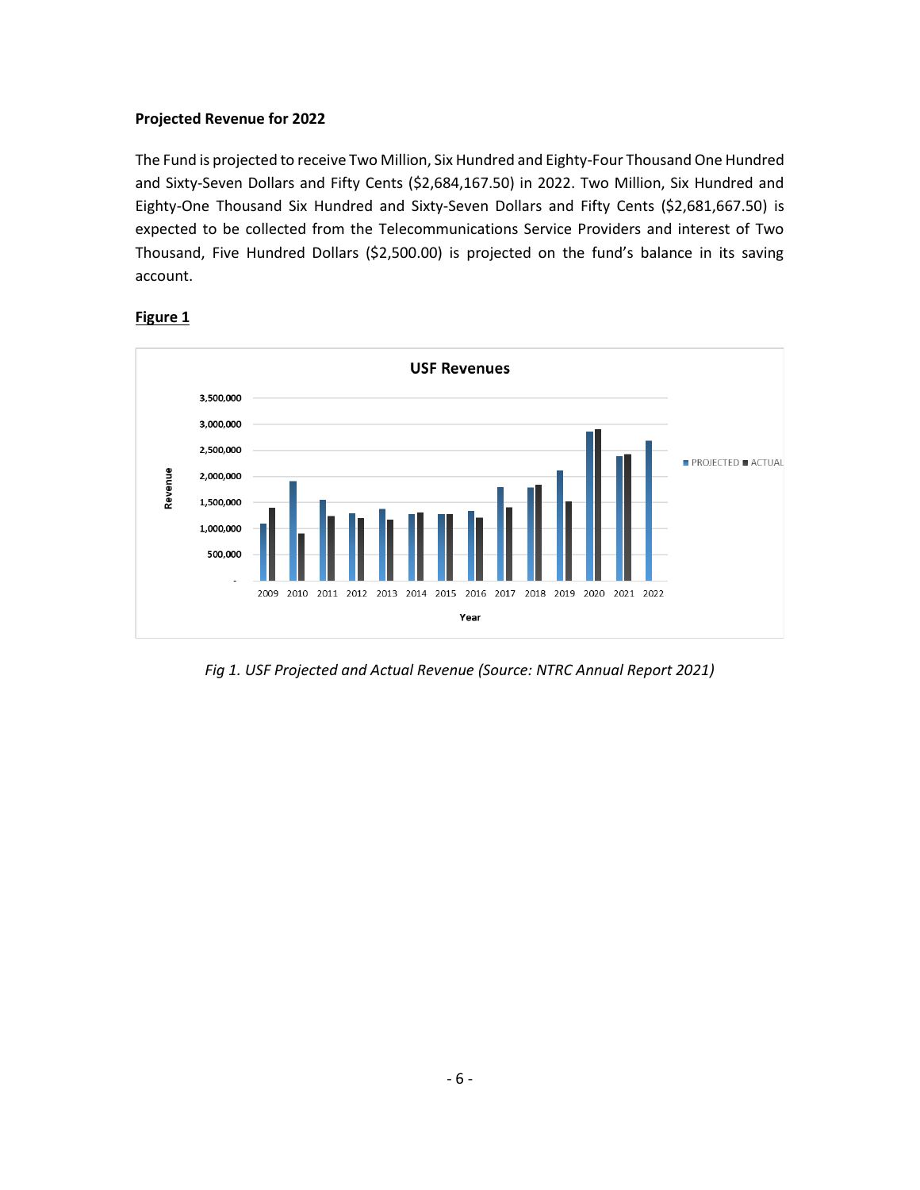**Projected Revenue for 2022**

The Fund is projected to receive Two Million, Six Hundred and Eighty-Four Thousand One Hundred and Sixty-Seven Dollars and Fifty Cents ($2,684,167.50) in 2022. Two Million, Six Hundred and Eighty-One Thousand Six Hundred and Sixty-Seven Dollars and Fifty Cents ($2,681,667.50) is expected to be collected from the Telecommunications Service Providers and interest of Two Thousand, Five Hundred Dollars ($2,500.00) is projected on the fund's balance in its saving account.

**Figure 1**

*Fig 1. USF Projected and Actual Revenue (Source: NTRC Annual Report 2021)*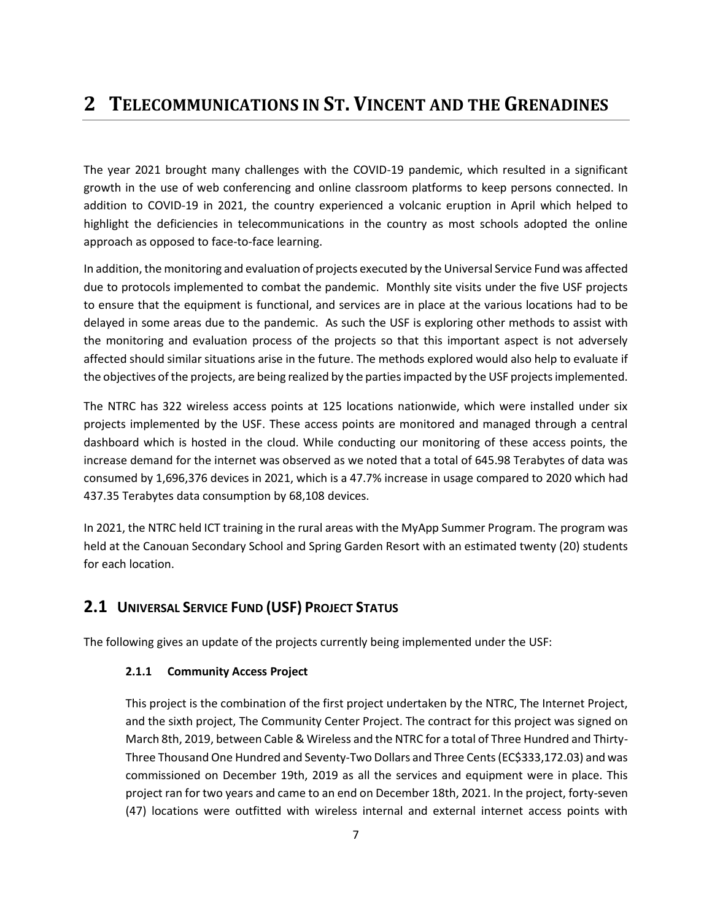# 2 TELECOMMUNICATIONS IN ST. VINCENT AND THE GRENADINES

The year 2021 brought many challenges with the COVID-19 pandemic, which resulted in a significant growth in the use of web conferencing and online classroom platforms to keep persons connected. In addition to COVID-19 in 2021, the country experienced a volcanic eruption in April which helped to highlight the deficiencies in telecommunications in the country as most schools adopted the online approach as opposed to face-to-face learning.

In addition, the monitoring and evaluation of projects executed by the Universal Service Fund was affected due to protocols implemented to combat the pandemic. Monthly site visits under the five USF projects to ensure that the equipment is functional, and services are in place at the various locations had to be delayed in some areas due to the pandemic. As such the USF is exploring other methods to assist with the monitoring and evaluation process of the projects so that this important aspect is not adversely affected should similar situations arise in the future. The methods explored would also help to evaluate if the objectives of the projects, are being realized by the parties impacted by the USF projects implemented.

The NTRC has 322 wireless access points at 125 locations nationwide, which were installed under six projects implemented by the USF. These access points are monitored and managed through a central dashboard which is hosted in the cloud. While conducting our monitoring of these access points, the increase demand for the internet was observed as we noted that a total of 645.98 Terabytes of data was consumed by 1,696,376 devices in 2021, which is a 47.7% increase in usage compared to 2020 which had 437.35 Terabytes data consumption by 68,108 devices.

In 2021, the NTRC held ICT training in the rural areas with the MyApp Summer Program. The program was held at the Canouan Secondary School and Spring Garden Resort with an estimated twenty (20) students for each location.

## 2.1 UNIVERSAL SERVICE FUND (USF) PROJECT STATUS

The following gives an update of the projects currently being implemented under the USF:

### 2.1.1 Community Access Project

This project is the combination of the first project undertaken by the NTRC, The Internet Project, and the sixth project, The Community Center Project. The contract for this project was signed on March 8th, 2019, between Cable & Wireless and the NTRC for a total of Three Hundred and Thirty-Three Thousand One Hundred and Seventy-Two Dollars and Three Cents (EC$333,172.03) and was commissioned on December 19th, 2019 as all the services and equipment were in place. This project ran for two years and came to an end on December 18th, 2021. In the project, forty-seven (47) locations were outfitted with wireless internal and external internet access points with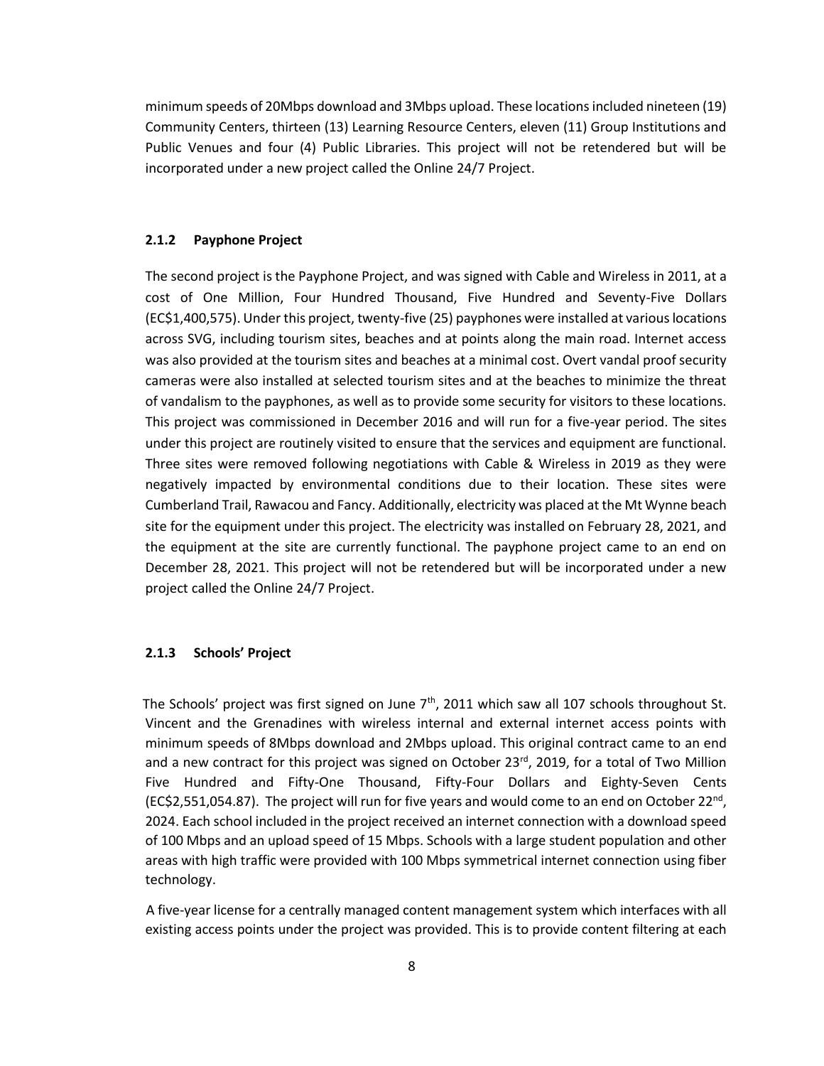minimum speeds of 20Mbps download and 3Mbps upload. These locations included nineteen (19) Community Centers, thirteen (13) Learning Resource Centers, eleven (11) Group Institutions and Public Venues and four (4) Public Libraries. This project will not be retendered but will be incorporated under a new project called the Online 24/7 Project.

### 2.1.2 Payphone Project

The second project is the Payphone Project, and was signed with Cable and Wireless in 2011, at a cost of One Million, Four Hundred Thousand, Five Hundred and Seventy-Five Dollars (EC$1,400,575). Under this project, twenty-five (25) payphones were installed at various locations across SVG, including tourism sites, beaches and at points along the main road. Internet access was also provided at the tourism sites and beaches at a minimal cost. Overt vandal proof security cameras were also installed at selected tourism sites and at the beaches to minimize the threat of vandalism to the payphones, as well as to provide some security for visitors to these locations. This project was commissioned in December 2016 and will run for a five-year period. The sites under this project are routinely visited to ensure that the services and equipment are functional. Three sites were removed following negotiations with Cable & Wireless in 2019 as they were negatively impacted by environmental conditions due to their location. These sites were Cumberland Trail, Rawacou and Fancy. Additionally, electricity was placed at the Mt Wynne beach site for the equipment under this project. The electricity was installed on February 28, 2021, and the equipment at the site are currently functional. The payphone project came to an end on December 28, 2021. This project will not be retendered but will be incorporated under a new project called the Online 24/7 Project.

### 2.1.3 Schools' Project

The Schools' project was first signed on June 7th, 2011 which saw all 107 schools throughout St. Vincent and the Grenadines with wireless internal and external internet access points with minimum speeds of 8Mbps download and 2Mbps upload. This original contract came to an end and a new contract for this project was signed on October 23rd, 2019, for a total of Two Million Five Hundred and Fifty-One Thousand, Fifty-Four Dollars and Eighty-Seven Cents (EC$2,551,054.87). The project will run for five years and would come to an end on October 22nd, 2024. Each school included in the project received an internet connection with a download speed of 100 Mbps and an upload speed of 15 Mbps. Schools with a large student population and other areas with high traffic were provided with 100 Mbps symmetrical internet connection using fiber technology.

A five-year license for a centrally managed content management system which interfaces with all existing access points under the project was provided. This is to provide content filtering at each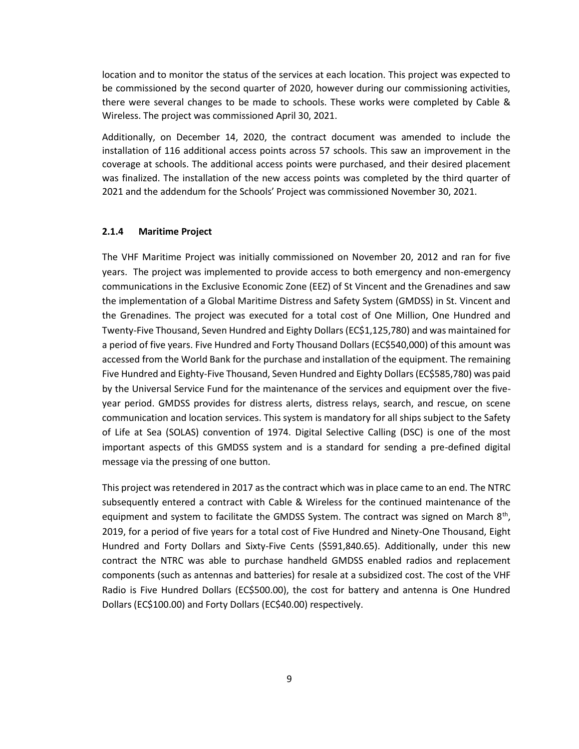location and to monitor the status of the services at each location. This project was expected to be commissioned by the second quarter of 2020, however during our commissioning activities, there were several changes to be made to schools. These works were completed by Cable & Wireless. The project was commissioned April 30, 2021.

Additionally, on December 14, 2020, the contract document was amended to include the installation of 116 additional access points across 57 schools. This saw an improvement in the coverage at schools. The additional access points were purchased, and their desired placement was finalized. The installation of the new access points was completed by the third quarter of 2021 and the addendum for the Schools' Project was commissioned November 30, 2021.

#### 2.1.4 Maritime Project

The VHF Maritime Project was initially commissioned on November 20, 2012 and ran for five years. The project was implemented to provide access to both emergency and non-emergency communications in the Exclusive Economic Zone (EEZ) of St Vincent and the Grenadines and saw the implementation of a Global Maritime Distress and Safety System (GMDSS) in St. Vincent and the Grenadines. The project was executed for a total cost of One Million, One Hundred and Twenty-Five Thousand, Seven Hundred and Eighty Dollars (EC$1,125,780) and was maintained for a period of five years. Five Hundred and Forty Thousand Dollars (EC$540,000) of this amount was accessed from the World Bank for the purchase and installation of the equipment. The remaining Five Hundred and Eighty-Five Thousand, Seven Hundred and Eighty Dollars (EC$585,780) was paid by the Universal Service Fund for the maintenance of the services and equipment over the five-year period. GMDSS provides for distress alerts, distress relays, search, and rescue, on scene communication and location services. This system is mandatory for all ships subject to the Safety of Life at Sea (SOLAS) convention of 1974. Digital Selective Calling (DSC) is one of the most important aspects of this GMDSS system and is a standard for sending a pre-defined digital message via the pressing of one button.

This project was retendered in 2017 as the contract which was in place came to an end. The NTRC subsequently entered a contract with Cable & Wireless for the continued maintenance of the equipment and system to facilitate the GMDSS System. The contract was signed on March 8th, 2019, for a period of five years for a total cost of Five Hundred and Ninety-One Thousand, Eight Hundred and Forty Dollars and Sixty-Five Cents ($591,840.65). Additionally, under this new contract the NTRC was able to purchase handheld GMDSS enabled radios and replacement components (such as antennas and batteries) for resale at a subsidized cost. The cost of the VHF Radio is Five Hundred Dollars (EC$500.00), the cost for battery and antenna is One Hundred Dollars (EC$100.00) and Forty Dollars (EC$40.00) respectively.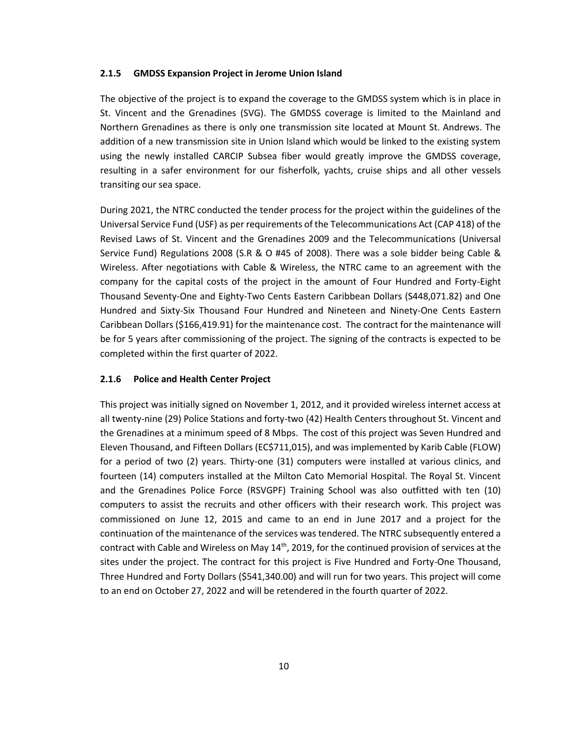### 2.1.5 GMDSS Expansion Project in Jerome Union Island

The objective of the project is to expand the coverage to the GMDSS system which is in place in St. Vincent and the Grenadines (SVG). The GMDSS coverage is limited to the Mainland and Northern Grenadines as there is only one transmission site located at Mount St. Andrews. The addition of a new transmission site in Union Island which would be linked to the existing system using the newly installed CARCIP Subsea fiber would greatly improve the GMDSS coverage, resulting in a safer environment for our fisherfolk, yachts, cruise ships and all other vessels transiting our sea space.

During 2021, the NTRC conducted the tender process for the project within the guidelines of the Universal Service Fund (USF) as per requirements of the Telecommunications Act (CAP 418) of the Revised Laws of St. Vincent and the Grenadines 2009 and the Telecommunications (Universal Service Fund) Regulations 2008 (S.R & O #45 of 2008). There was a sole bidder being Cable & Wireless. After negotiations with Cable & Wireless, the NTRC came to an agreement with the company for the capital costs of the project in the amount of Four Hundred and Forty-Eight Thousand Seventy-One and Eighty-Two Cents Eastern Caribbean Dollars (S448,071.82) and One Hundred and Sixty-Six Thousand Four Hundred and Nineteen and Ninety-One Cents Eastern Caribbean Dollars ($166,419.91) for the maintenance cost. The contract for the maintenance will be for 5 years after commissioning of the project. The signing of the contracts is expected to be completed within the first quarter of 2022.

### 2.1.6 Police and Health Center Project

This project was initially signed on November 1, 2012, and it provided wireless internet access at all twenty-nine (29) Police Stations and forty-two (42) Health Centers throughout St. Vincent and the Grenadines at a minimum speed of 8 Mbps. The cost of this project was Seven Hundred and Eleven Thousand, and Fifteen Dollars (EC$711,015), and was implemented by Karib Cable (FLOW) for a period of two (2) years. Thirty-one (31) computers were installed at various clinics, and fourteen (14) computers installed at the Milton Cato Memorial Hospital. The Royal St. Vincent and the Grenadines Police Force (RSVGPF) Training School was also outfitted with ten (10) computers to assist the recruits and other officers with their research work. This project was commissioned on June 12, 2015 and came to an end in June 2017 and a project for the continuation of the maintenance of the services was tendered. The NTRC subsequently entered a contract with Cable and Wireless on May 14th, 2019, for the continued provision of services at the sites under the project. The contract for this project is Five Hundred and Forty-One Thousand, Three Hundred and Forty Dollars ($541,340.00) and will run for two years. This project will come to an end on October 27, 2022 and will be retendered in the fourth quarter of 2022.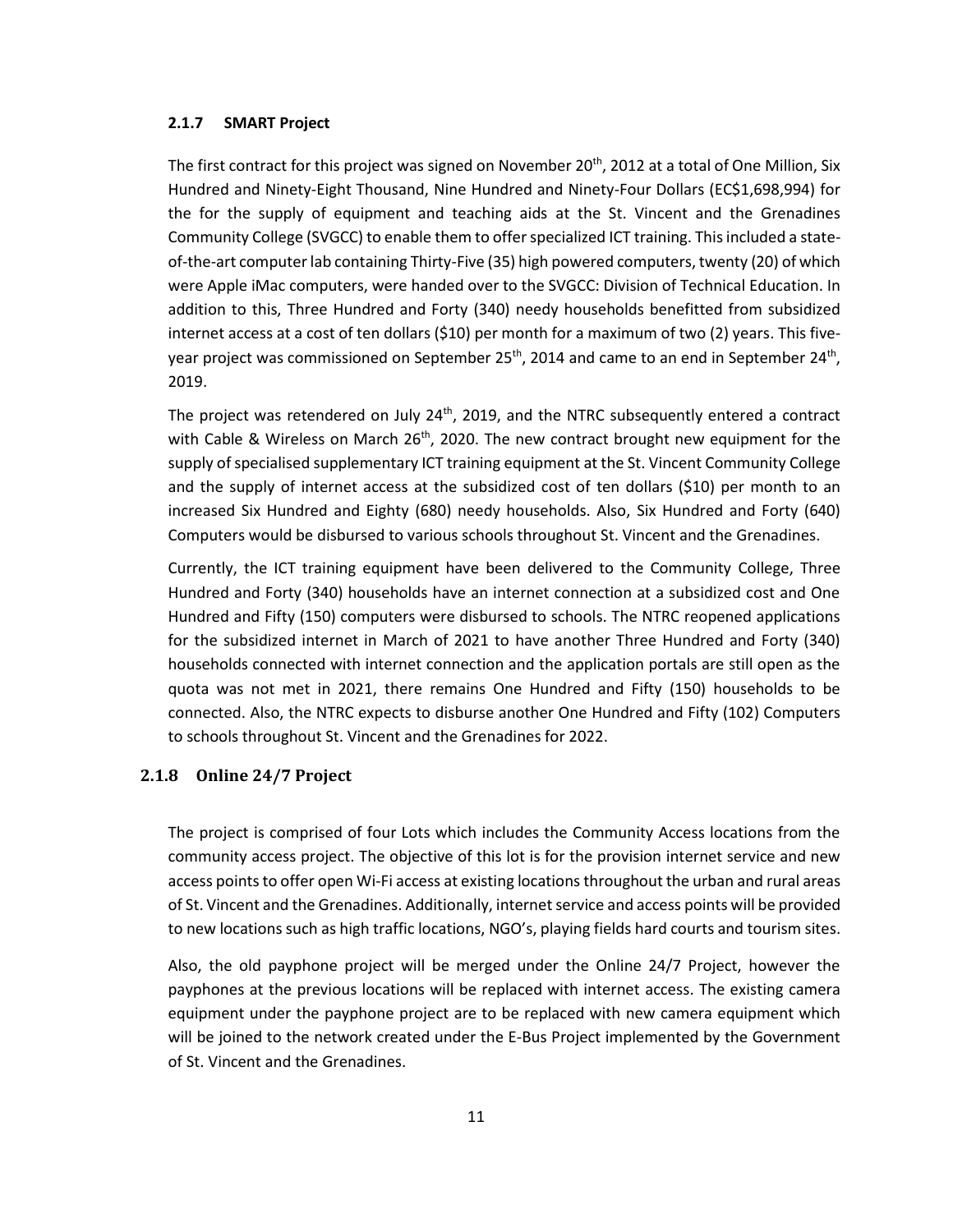### 2.1.7 SMART Project

The first contract for this project was signed on November 20th, 2012 at a total of One Million, Six Hundred and Ninety-Eight Thousand, Nine Hundred and Ninety-Four Dollars (EC$1,698,994) for the for the supply of equipment and teaching aids at the St. Vincent and the Grenadines Community College (SVGCC) to enable them to offer specialized ICT training. This included a state-of-the-art computer lab containing Thirty-Five (35) high powered computers, twenty (20) of which were Apple iMac computers, were handed over to the SVGCC: Division of Technical Education. In addition to this, Three Hundred and Forty (340) needy households benefitted from subsidized internet access at a cost of ten dollars ($10) per month for a maximum of two (2) years. This five-year project was commissioned on September 25th, 2014 and came to an end in September 24th, 2019.

The project was retendered on July 24th, 2019, and the NTRC subsequently entered a contract with Cable & Wireless on March 26th, 2020. The new contract brought new equipment for the supply of specialised supplementary ICT training equipment at the St. Vincent Community College and the supply of internet access at the subsidized cost of ten dollars ($10) per month to an increased Six Hundred and Eighty (680) needy households. Also, Six Hundred and Forty (640) Computers would be disbursed to various schools throughout St. Vincent and the Grenadines.

Currently, the ICT training equipment have been delivered to the Community College, Three Hundred and Forty (340) households have an internet connection at a subsidized cost and One Hundred and Fifty (150) computers were disbursed to schools. The NTRC reopened applications for the subsidized internet in March of 2021 to have another Three Hundred and Forty (340) households connected with internet connection and the application portals are still open as the quota was not met in 2021, there remains One Hundred and Fifty (150) households to be connected. Also, the NTRC expects to disburse another One Hundred and Fifty (102) Computers to schools throughout St. Vincent and the Grenadines for 2022.

### 2.1.8 Online 24/7 Project

The project is comprised of four Lots which includes the Community Access locations from the community access project. The objective of this lot is for the provision internet service and new access points to offer open Wi-Fi access at existing locations throughout the urban and rural areas of St. Vincent and the Grenadines. Additionally, internet service and access points will be provided to new locations such as high traffic locations, NGO's, playing fields hard courts and tourism sites.

Also, the old payphone project will be merged under the Online 24/7 Project, however the payphones at the previous locations will be replaced with internet access. The existing camera equipment under the payphone project are to be replaced with new camera equipment which will be joined to the network created under the E-Bus Project implemented by the Government of St. Vincent and the Grenadines.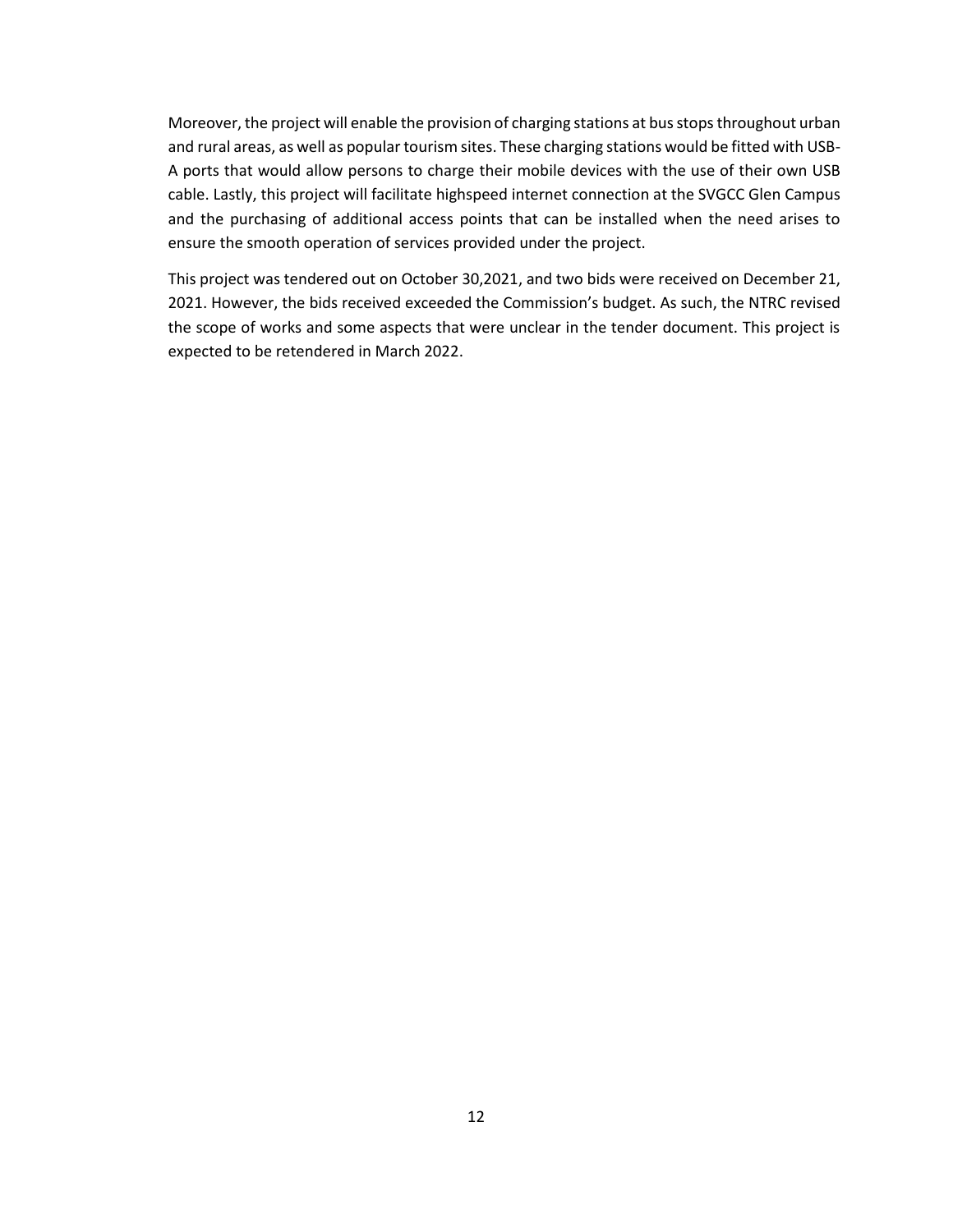Moreover, the project will enable the provision of charging stations at bus stops throughout urban and rural areas, as well as popular tourism sites. These charging stations would be fitted with USB-A ports that would allow persons to charge their mobile devices with the use of their own USB cable. Lastly, this project will facilitate highspeed internet connection at the SVGCC Glen Campus and the purchasing of additional access points that can be installed when the need arises to ensure the smooth operation of services provided under the project.

This project was tendered out on October 30,2021, and two bids were received on December 21, 2021. However, the bids received exceeded the Commission's budget. As such, the NTRC revised the scope of works and some aspects that were unclear in the tender document. This project is expected to be retendered in March 2022.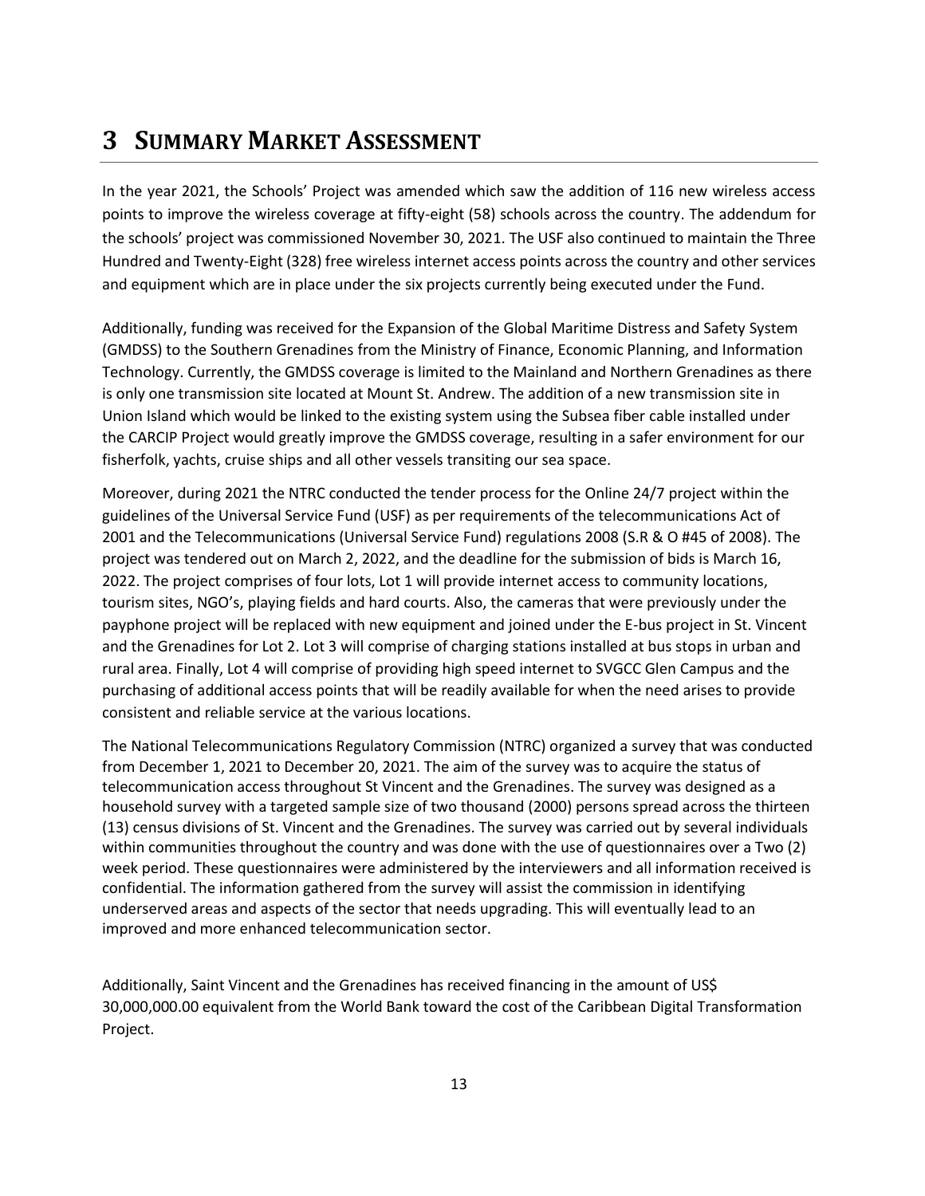# 3 SUMMARY MARKET ASSESSMENT

In the year 2021, the Schools' Project was amended which saw the addition of 116 new wireless access points to improve the wireless coverage at fifty-eight (58) schools across the country. The addendum for the schools' project was commissioned November 30, 2021. The USF also continued to maintain the Three Hundred and Twenty-Eight (328) free wireless internet access points across the country and other services and equipment which are in place under the six projects currently being executed under the Fund.

Additionally, funding was received for the Expansion of the Global Maritime Distress and Safety System (GMDSS) to the Southern Grenadines from the Ministry of Finance, Economic Planning, and Information Technology. Currently, the GMDSS coverage is limited to the Mainland and Northern Grenadines as there is only one transmission site located at Mount St. Andrew. The addition of a new transmission site in Union Island which would be linked to the existing system using the Subsea fiber cable installed under the CARCIP Project would greatly improve the GMDSS coverage, resulting in a safer environment for our fisherfolk, yachts, cruise ships and all other vessels transiting our sea space.

Moreover, during 2021 the NTRC conducted the tender process for the Online 24/7 project within the guidelines of the Universal Service Fund (USF) as per requirements of the telecommunications Act of 2001 and the Telecommunications (Universal Service Fund) regulations 2008 (S.R & O #45 of 2008). The project was tendered out on March 2, 2022, and the deadline for the submission of bids is March 16, 2022. The project comprises of four lots, Lot 1 will provide internet access to community locations, tourism sites, NGO's, playing fields and hard courts. Also, the cameras that were previously under the payphone project will be replaced with new equipment and joined under the E-bus project in St. Vincent and the Grenadines for Lot 2. Lot 3 will comprise of charging stations installed at bus stops in urban and rural area. Finally, Lot 4 will comprise of providing high speed internet to SVGCC Glen Campus and the purchasing of additional access points that will be readily available for when the need arises to provide consistent and reliable service at the various locations.

The National Telecommunications Regulatory Commission (NTRC) organized a survey that was conducted from December 1, 2021 to December 20, 2021. The aim of the survey was to acquire the status of telecommunication access throughout St Vincent and the Grenadines. The survey was designed as a household survey with a targeted sample size of two thousand (2000) persons spread across the thirteen (13) census divisions of St. Vincent and the Grenadines. The survey was carried out by several individuals within communities throughout the country and was done with the use of questionnaires over a Two (2) week period. These questionnaires were administered by the interviewers and all information received is confidential. The information gathered from the survey will assist the commission in identifying underserved areas and aspects of the sector that needs upgrading. This will eventually lead to an improved and more enhanced telecommunication sector.

Additionally, Saint Vincent and the Grenadines has received financing in the amount of US$ 30,000,000.00 equivalent from the World Bank toward the cost of the Caribbean Digital Transformation Project.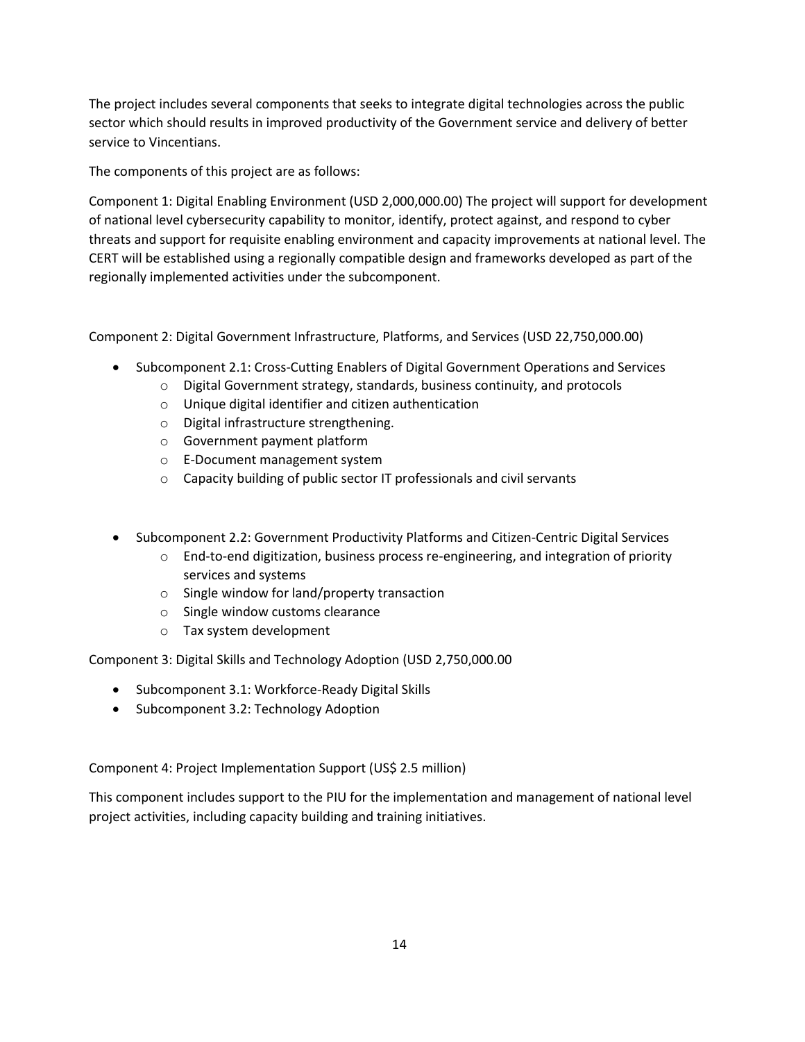The project includes several components that seeks to integrate digital technologies across the public sector which should results in improved productivity of the Government service and delivery of better service to Vincentians.

The components of this project are as follows:

Component 1: Digital Enabling Environment (USD 2,000,000.00) The project will support for development of national level cybersecurity capability to monitor, identify, protect against, and respond to cyber threats and support for requisite enabling environment and capacity improvements at national level. The CERT will be established using a regionally compatible design and frameworks developed as part of the regionally implemented activities under the subcomponent.

Component 2: Digital Government Infrastructure, Platforms, and Services (USD 22,750,000.00)

- Subcomponent 2.1: Cross-Cutting Enablers of Digital Government Operations and Services
  - Digital Government strategy, standards, business continuity, and protocols
  - Unique digital identifier and citizen authentication
  - Digital infrastructure strengthening.
  - Government payment platform
  - E-Document management system
  - Capacity building of public sector IT professionals and civil servants

- Subcomponent 2.2: Government Productivity Platforms and Citizen-Centric Digital Services
  - End-to-end digitization, business process re-engineering, and integration of priority services and systems
  - Single window for land/property transaction
  - Single window customs clearance
  - Tax system development

Component 3: Digital Skills and Technology Adoption (USD 2,750,000.00

- Subcomponent 3.1: Workforce-Ready Digital Skills
- Subcomponent 3.2: Technology Adoption

Component 4: Project Implementation Support (US$ 2.5 million)

This component includes support to the PIU for the implementation and management of national level project activities, including capacity building and training initiatives.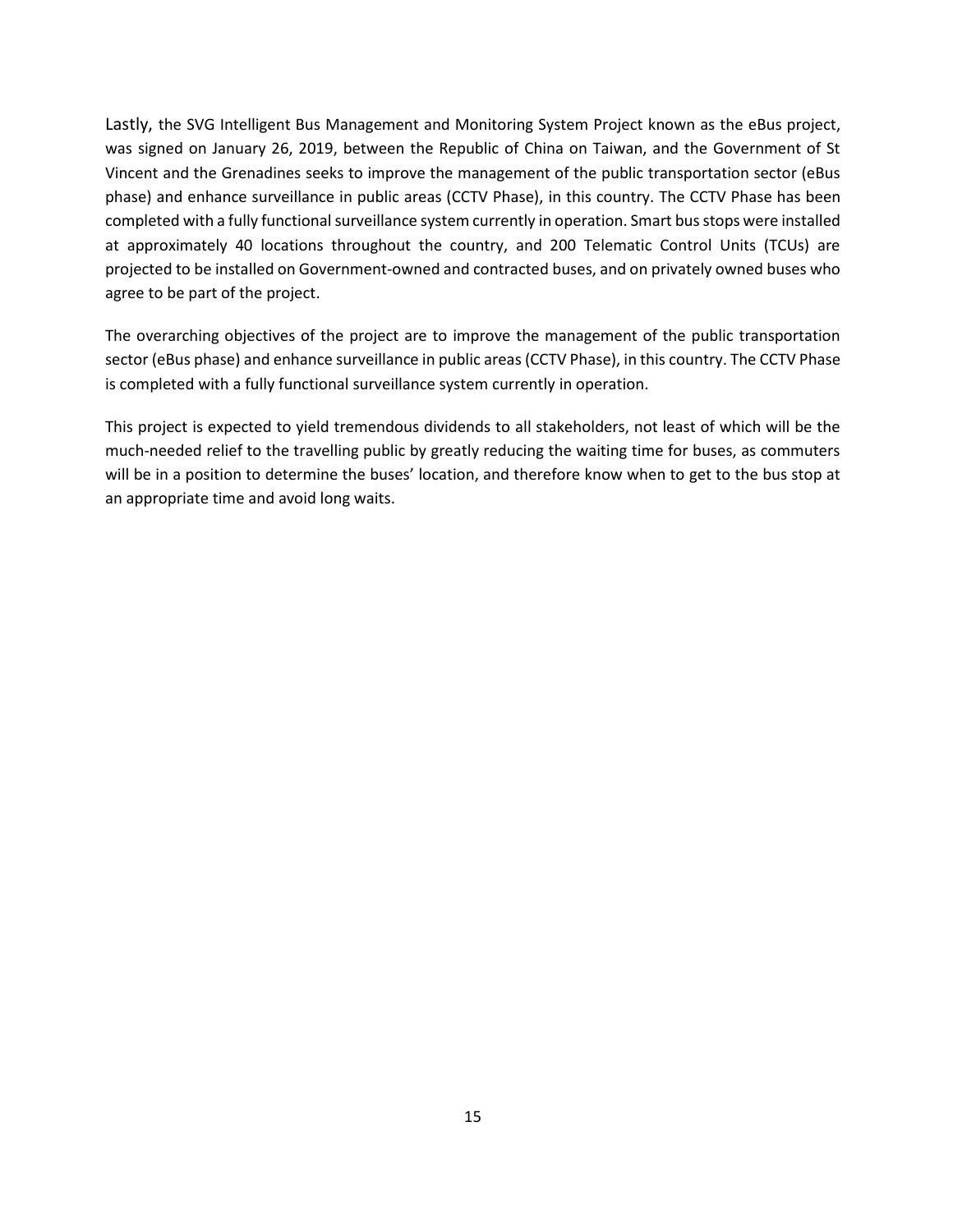Lastly, the SVG Intelligent Bus Management and Monitoring System Project known as the eBus project, was signed on January 26, 2019, between the Republic of China on Taiwan, and the Government of St Vincent and the Grenadines seeks to improve the management of the public transportation sector (eBus phase) and enhance surveillance in public areas (CCTV Phase), in this country. The CCTV Phase has been completed with a fully functional surveillance system currently in operation. Smart bus stops were installed at approximately 40 locations throughout the country, and 200 Telematic Control Units (TCUs) are projected to be installed on Government-owned and contracted buses, and on privately owned buses who agree to be part of the project.

The overarching objectives of the project are to improve the management of the public transportation sector (eBus phase) and enhance surveillance in public areas (CCTV Phase), in this country. The CCTV Phase is completed with a fully functional surveillance system currently in operation.

This project is expected to yield tremendous dividends to all stakeholders, not least of which will be the much-needed relief to the travelling public by greatly reducing the waiting time for buses, as commuters will be in a position to determine the buses' location, and therefore know when to get to the bus stop at an appropriate time and avoid long waits.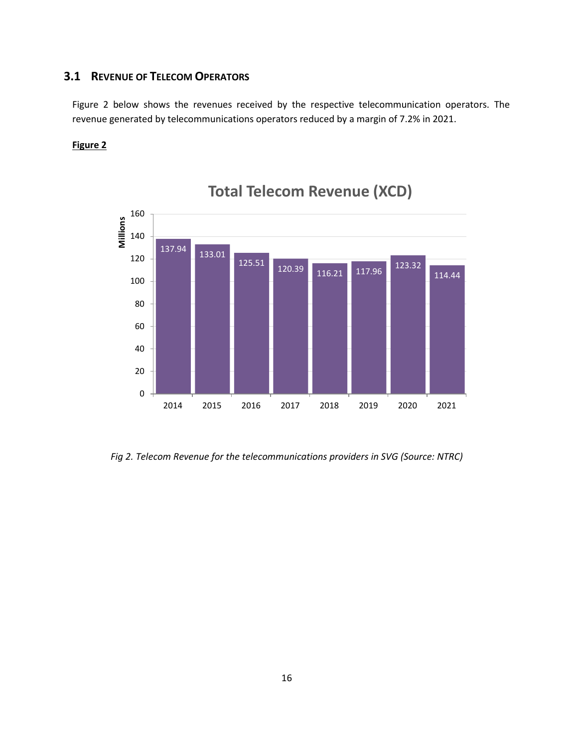## 3.1 REVENUE OF TELECOM OPERATORS

Figure 2 below shows the revenues received by the respective telecommunication operators. The revenue generated by telecommunications operators reduced by a margin of 7.2% in 2021.

**Figure 2**

**Total Telecom Revenue (XCD)**

| Year | Revenue (Millions) |
|---|---|
| 2014 | 137.94 |
| 2015 | 133.01 |
| 2016 | 125.51 |
| 2017 | 120.39 |
| 2018 | 116.21 |
| 2019 | 117.96 |
| 2020 | 123.32 |
| 2021 | 114.44 |

*Fig 2. Telecom Revenue for the telecommunications providers in SVG (Source: NTRC)*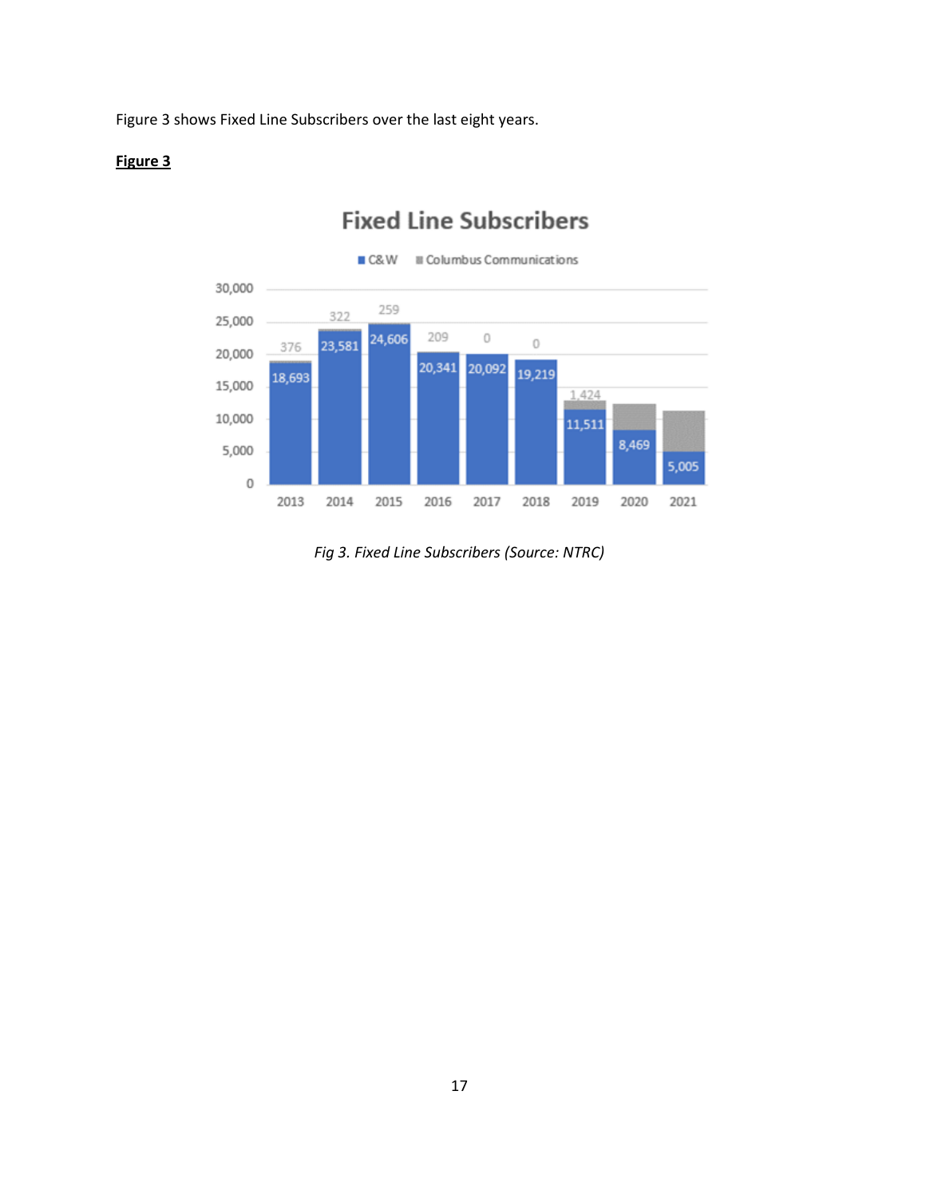Figure 3 shows Fixed Line Subscribers over the last eight years.

**Figure 3**

*Fig 3. Fixed Line Subscribers (Source: NTRC)*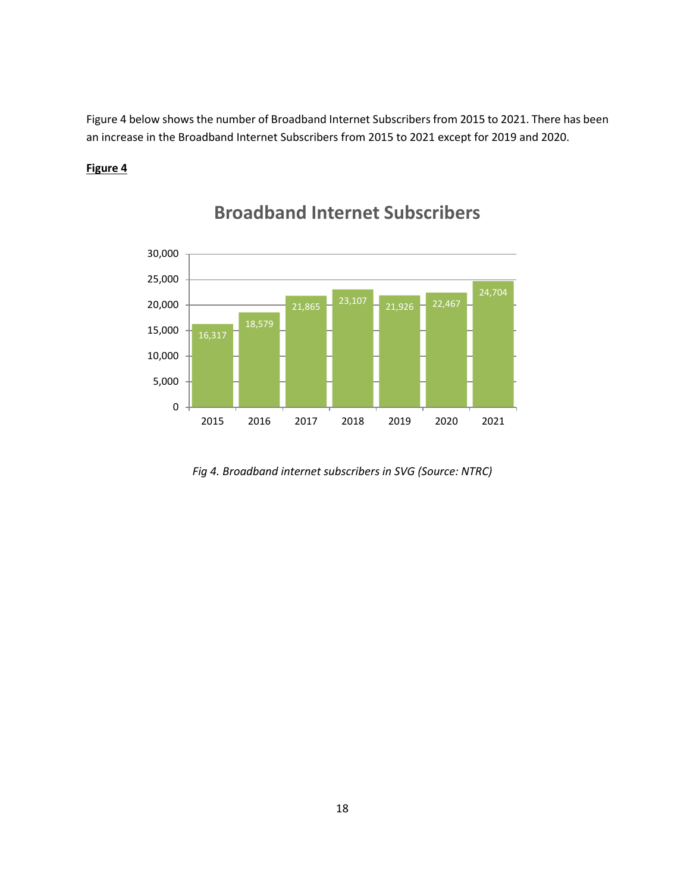Figure 4 below shows the number of Broadband Internet Subscribers from 2015 to 2021. There has been an increase in the Broadband Internet Subscribers from 2015 to 2021 except for 2019 and 2020.

**Figure 4**

*Fig 4. Broadband internet subscribers in SVG (Source: NTRC)*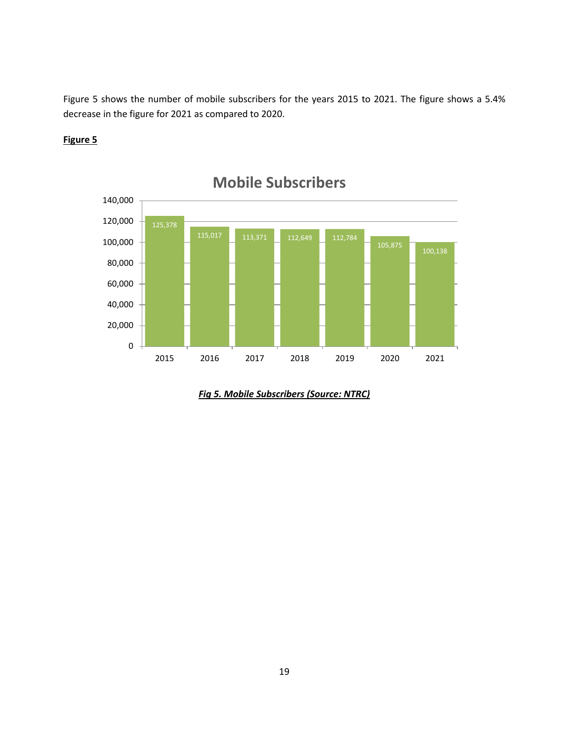Figure 5 shows the number of mobile subscribers for the years 2015 to 2021. The figure shows a 5.4% decrease in the figure for 2021 as compared to 2020.

**Figure 5**

**Mobile Subscribers**

| Year | Mobile Subscribers |
|---|---|
| 2015 | 125,378 |
| 2016 | 115,017 |
| 2017 | 113,371 |
| 2018 | 112,649 |
| 2019 | 112,784 |
| 2020 | 105,875 |
| 2021 | 100,138 |

***Fig 5. Mobile Subscribers (Source: NTRC)***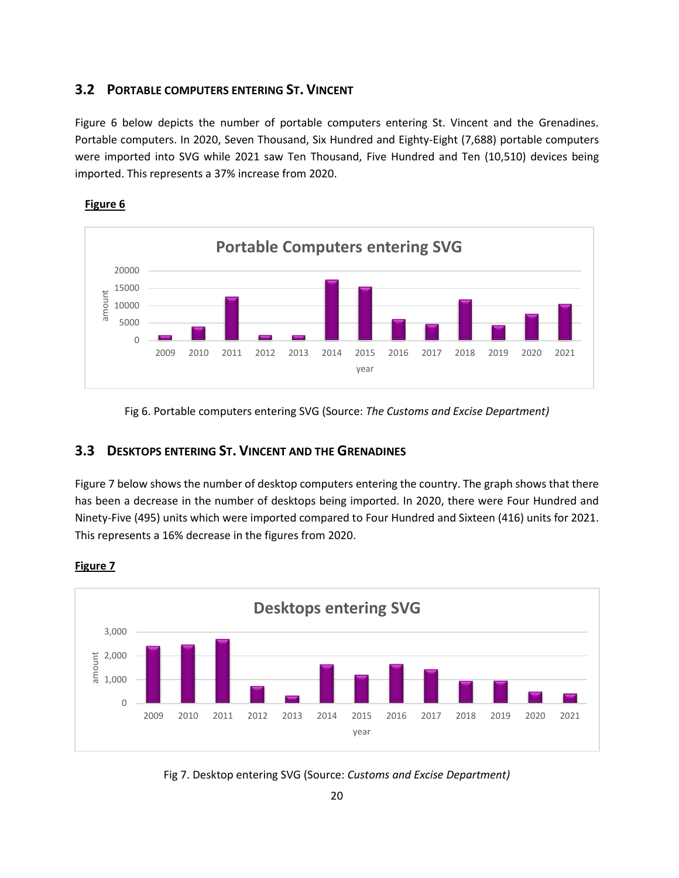## 3.2 PORTABLE COMPUTERS ENTERING ST. VINCENT

Figure 6 below depicts the number of portable computers entering St. Vincent and the Grenadines. Portable computers. In 2020, Seven Thousand, Six Hundred and Eighty-Eight (7,688) portable computers were imported into SVG while 2021 saw Ten Thousand, Five Hundred and Ten (10,510) devices being imported. This represents a 37% increase from 2020.

**Figure 6**

Fig 6. Portable computers entering SVG (Source: *The Customs and Excise Department)*

## 3.3 DESKTOPS ENTERING ST. VINCENT AND THE GRENADINES

Figure 7 below shows the number of desktop computers entering the country. The graph shows that there has been a decrease in the number of desktops being imported. In 2020, there were Four Hundred and Ninety-Five (495) units which were imported compared to Four Hundred and Sixteen (416) units for 2021. This represents a 16% decrease in the figures from 2020.

**Figure 7**

Fig 7. Desktop entering SVG (Source: *Customs and Excise Department)*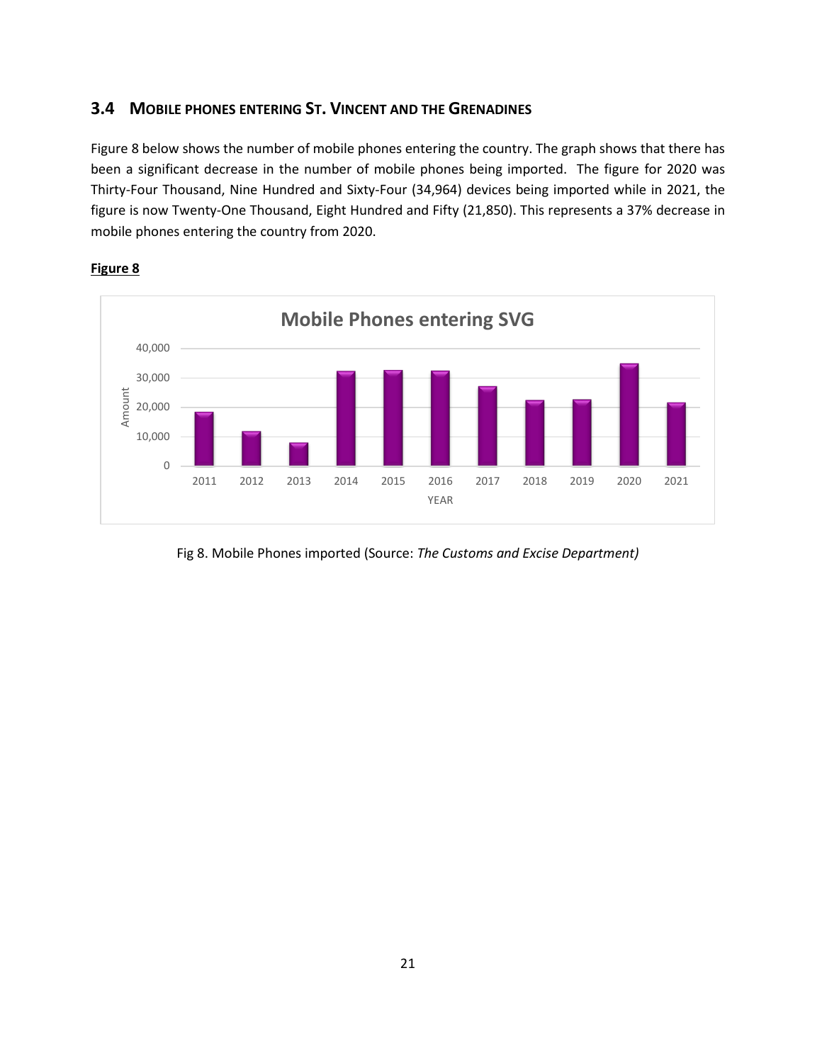## 3.4 Mobile phones entering St. Vincent and the Grenadines

Figure 8 below shows the number of mobile phones entering the country. The graph shows that there has been a significant decrease in the number of mobile phones being imported. The figure for 2020 was Thirty-Four Thousand, Nine Hundred and Sixty-Four (34,964) devices being imported while in 2021, the figure is now Twenty-One Thousand, Eight Hundred and Fifty (21,850). This represents a 37% decrease in mobile phones entering the country from 2020.

**Figure 8**

Fig 8. Mobile Phones imported (Source: *The Customs and Excise Department)*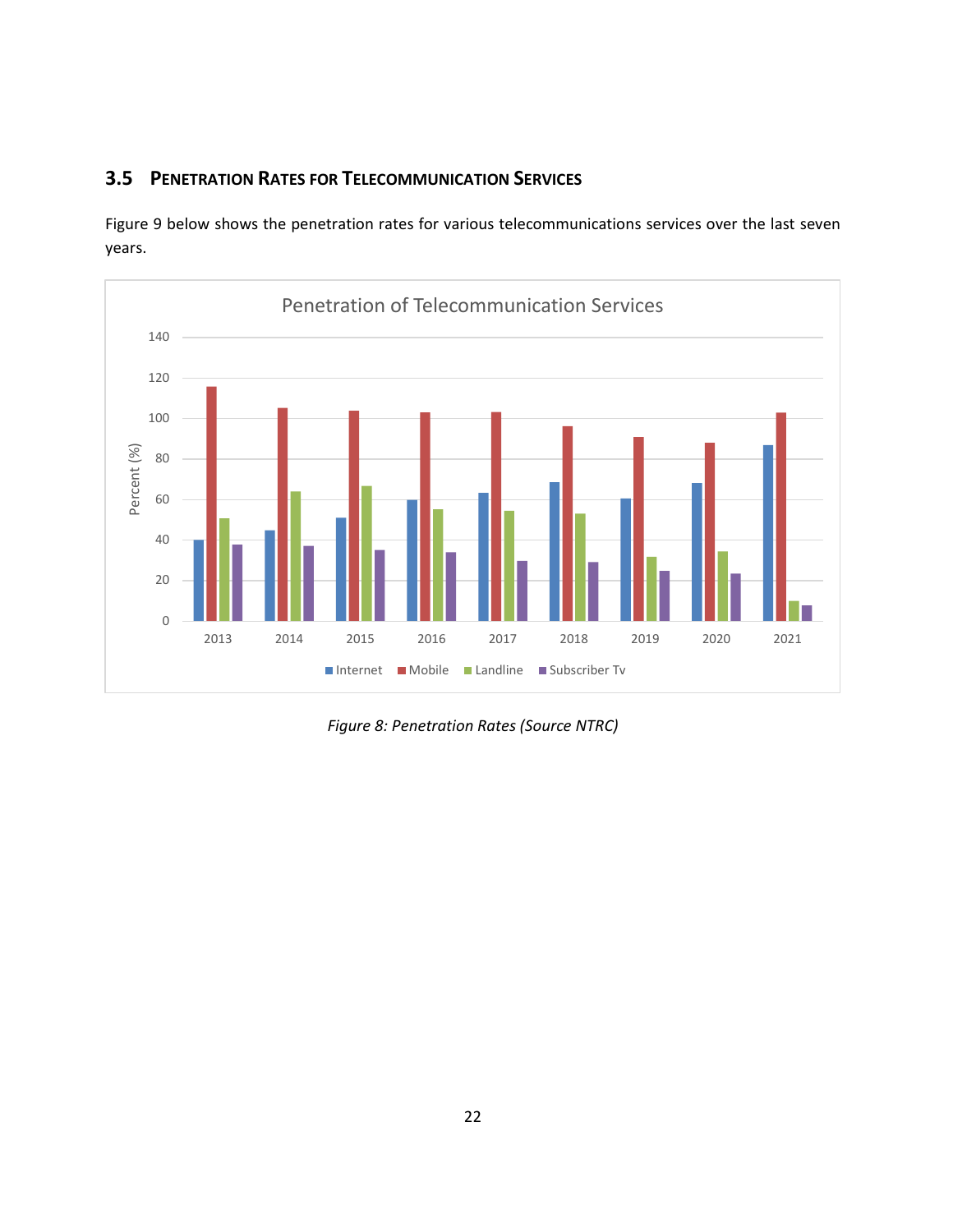## 3.5 Penetration Rates for Telecommunication Services

Figure 9 below shows the penetration rates for various telecommunications services over the last seven years.

*Figure 8: Penetration Rates (Source NTRC)*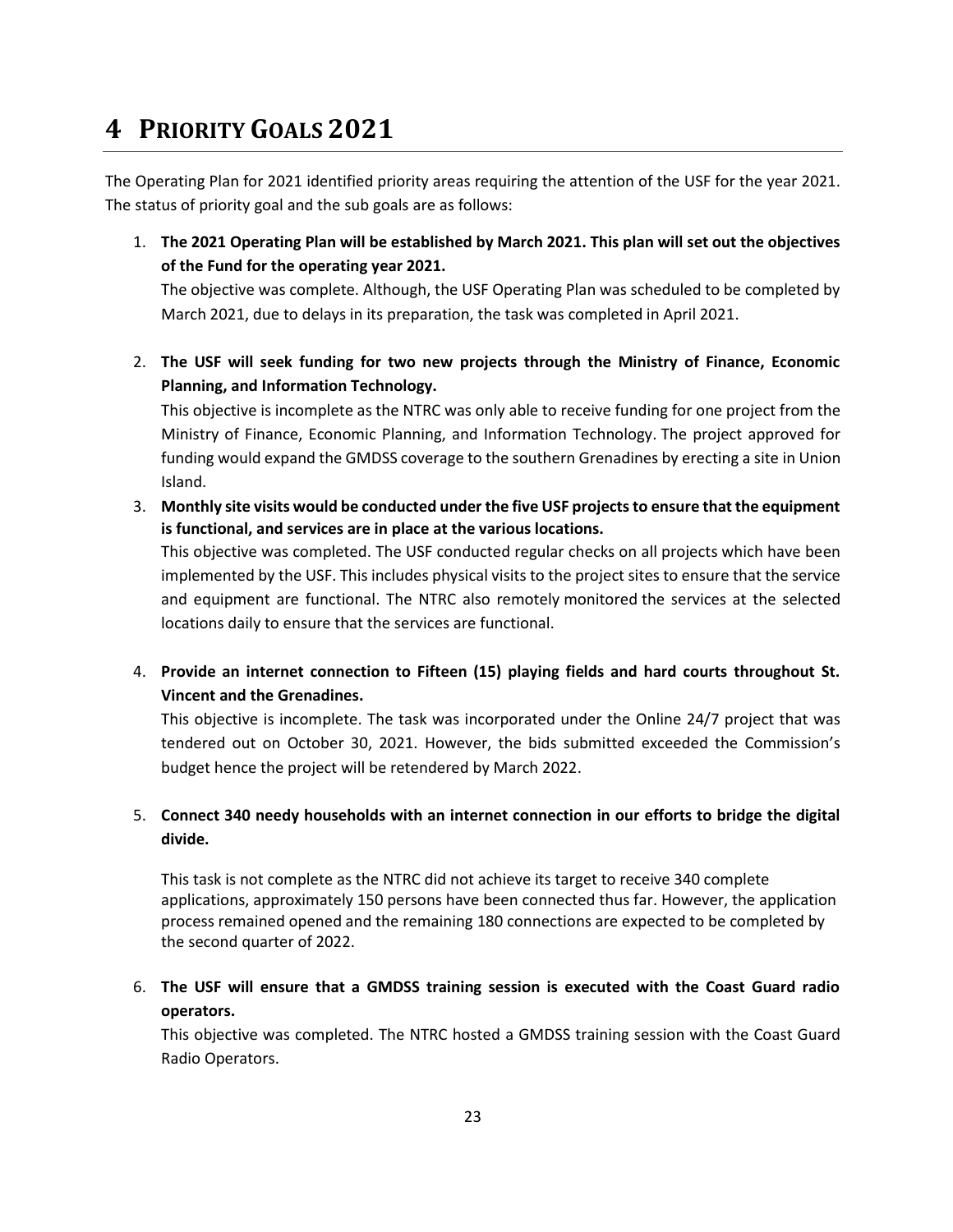# 4 PRIORITY GOALS 2021

The Operating Plan for 2021 identified priority areas requiring the attention of the USF for the year 2021. The status of priority goal and the sub goals are as follows:

1. **The 2021 Operating Plan will be established by March 2021. This plan will set out the objectives of the Fund for the operating year 2021.**

   The objective was complete. Although, the USF Operating Plan was scheduled to be completed by March 2021, due to delays in its preparation, the task was completed in April 2021.

2. **The USF will seek funding for two new projects through the Ministry of Finance, Economic Planning, and Information Technology.**

   This objective is incomplete as the NTRC was only able to receive funding for one project from the Ministry of Finance, Economic Planning, and Information Technology. The project approved for funding would expand the GMDSS coverage to the southern Grenadines by erecting a site in Union Island.

3. **Monthly site visits would be conducted under the five USF projects to ensure that the equipment is functional, and services are in place at the various locations.**

   This objective was completed. The USF conducted regular checks on all projects which have been implemented by the USF. This includes physical visits to the project sites to ensure that the service and equipment are functional. The NTRC also remotely monitored the services at the selected locations daily to ensure that the services are functional.

4. **Provide an internet connection to Fifteen (15) playing fields and hard courts throughout St. Vincent and the Grenadines.**

   This objective is incomplete. The task was incorporated under the Online 24/7 project that was tendered out on October 30, 2021. However, the bids submitted exceeded the Commission's budget hence the project will be retendered by March 2022.

5. **Connect 340 needy households with an internet connection in our efforts to bridge the digital divide.**

   This task is not complete as the NTRC did not achieve its target to receive 340 complete applications, approximately 150 persons have been connected thus far. However, the application process remained opened and the remaining 180 connections are expected to be completed by the second quarter of 2022.

6. **The USF will ensure that a GMDSS training session is executed with the Coast Guard radio operators.**

   This objective was completed. The NTRC hosted a GMDSS training session with the Coast Guard Radio Operators.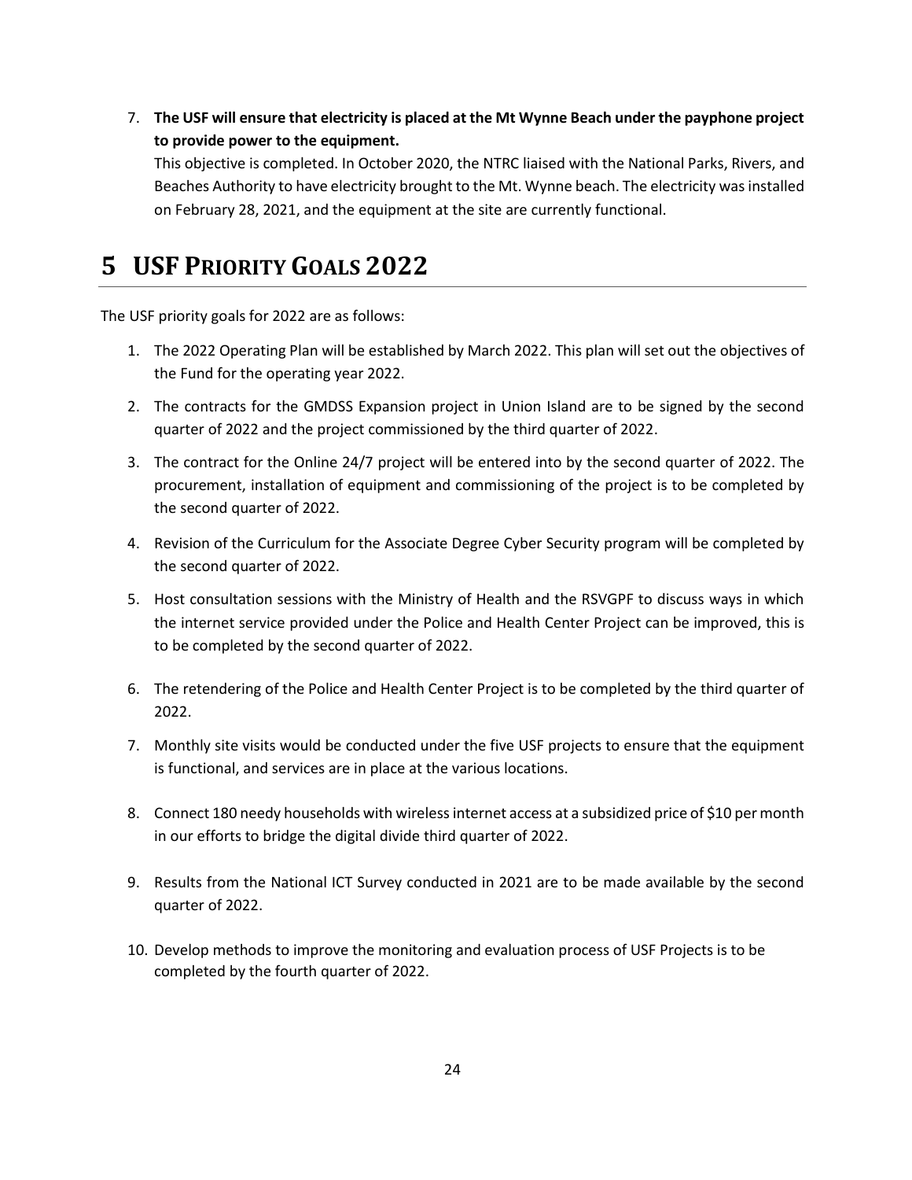7. **The USF will ensure that electricity is placed at the Mt Wynne Beach under the payphone project to provide power to the equipment.**
   This objective is completed. In October 2020, the NTRC liaised with the National Parks, Rivers, and Beaches Authority to have electricity brought to the Mt. Wynne beach. The electricity was installed on February 28, 2021, and the equipment at the site are currently functional.

# 5 USF Priority Goals 2022

The USF priority goals for 2022 are as follows:

1. The 2022 Operating Plan will be established by March 2022. This plan will set out the objectives of the Fund for the operating year 2022.
2. The contracts for the GMDSS Expansion project in Union Island are to be signed by the second quarter of 2022 and the project commissioned by the third quarter of 2022.
3. The contract for the Online 24/7 project will be entered into by the second quarter of 2022. The procurement, installation of equipment and commissioning of the project is to be completed by the second quarter of 2022.
4. Revision of the Curriculum for the Associate Degree Cyber Security program will be completed by the second quarter of 2022.
5. Host consultation sessions with the Ministry of Health and the RSVGPF to discuss ways in which the internet service provided under the Police and Health Center Project can be improved, this is to be completed by the second quarter of 2022.
6. The retendering of the Police and Health Center Project is to be completed by the third quarter of 2022.
7. Monthly site visits would be conducted under the five USF projects to ensure that the equipment is functional, and services are in place at the various locations.
8. Connect 180 needy households with wireless internet access at a subsidized price of $10 per month in our efforts to bridge the digital divide third quarter of 2022.
9. Results from the National ICT Survey conducted in 2021 are to be made available by the second quarter of 2022.
10. Develop methods to improve the monitoring and evaluation process of USF Projects is to be completed by the fourth quarter of 2022.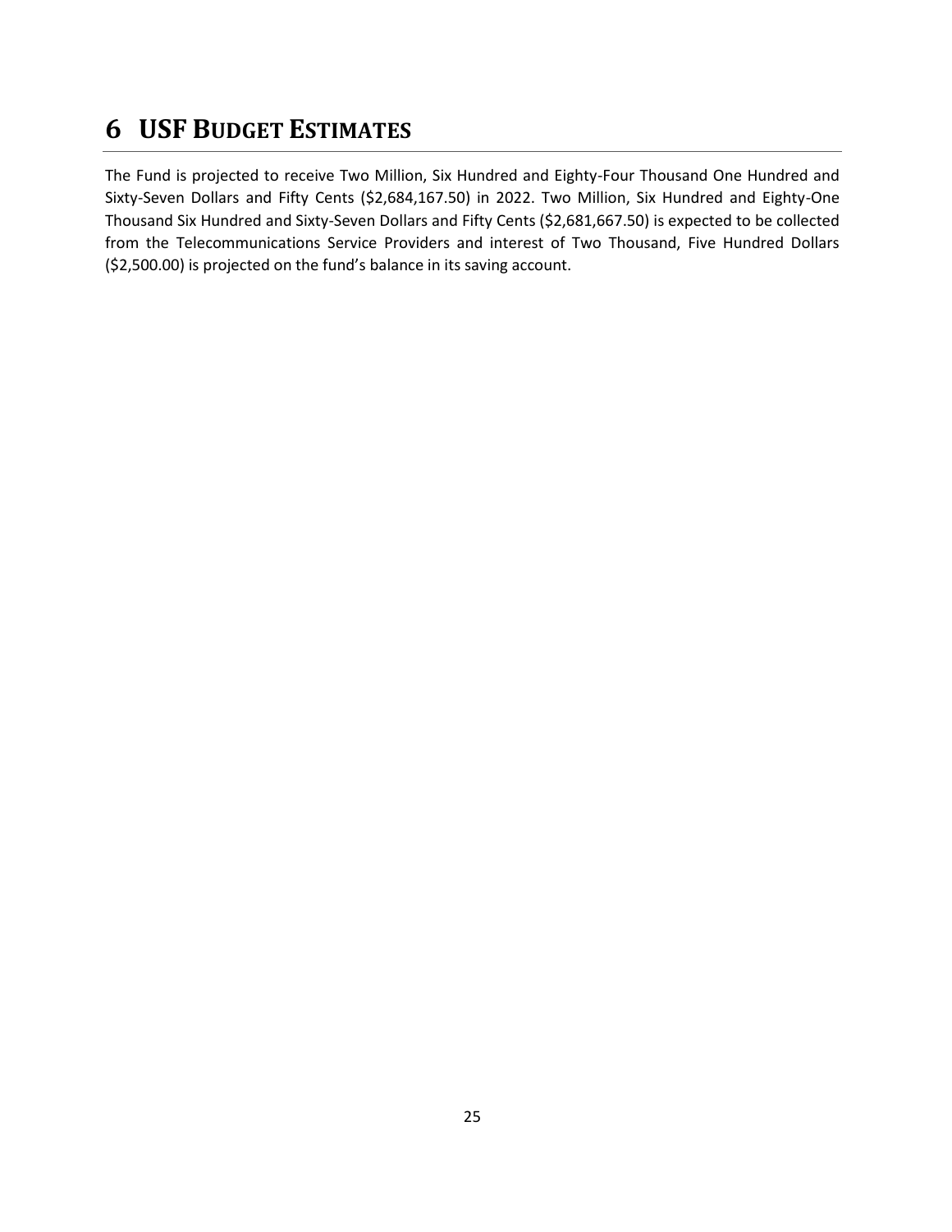# 6 USF BUDGET ESTIMATES

The Fund is projected to receive Two Million, Six Hundred and Eighty-Four Thousand One Hundred and Sixty-Seven Dollars and Fifty Cents ($2,684,167.50) in 2022. Two Million, Six Hundred and Eighty-One Thousand Six Hundred and Sixty-Seven Dollars and Fifty Cents ($2,681,667.50) is expected to be collected from the Telecommunications Service Providers and interest of Two Thousand, Five Hundred Dollars ($2,500.00) is projected on the fund's balance in its saving account.